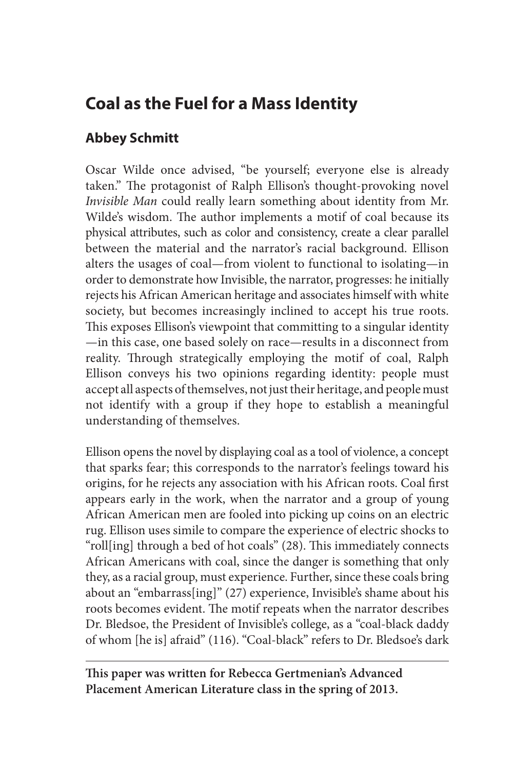## Coal as the Fuel for a Mass Identity

### Abbey Schmitt

Oscar Wilde once advised, "be yourself; everyone else is already taken." The protagonist of Ralph Ellison's thought-provoking novel *Invisible Man* could really learn something about identity from Mr. Wilde's wisdom. The author implements a motif of coal because its physical attributes, such as color and consistency, create a clear parallel between the material and the narrator's racial background. Ellison alters the usages of coal—from violent to functional to isolating—in order to demonstrate how Invisible, the narrator, progresses: he initially rejects his African American heritage and associates himself with white society, but becomes increasingly inclined to accept his true roots. This exposes Ellison's viewpoint that committing to a singular identity—in this case, one based solely on race—results in a disconnect from reality. Through strategically employing the motif of coal, Ralph Ellison conveys his two opinions regarding identity: people must accept all aspects of themselves, not just their heritage, and people must not identify with a group if they hope to establish a meaningful understanding of themselves.

Ellison opens the novel by displaying coal as a tool of violence, a concept that sparks fear; this corresponds to the narrator's feelings toward his origins, for he rejects any association with his African roots. Coal first appears early in the work, when the narrator and a group of young African American men are fooled into picking up coins on an electric rug. Ellison uses simile to compare the experience of electric shocks to "roll[ing] through a bed of hot coals" (28). This immediately connects African Americans with coal, since the danger is something that only they, as a racial group, must experience. Further, since these coals bring about an "embarrass[ing]" (27) experience, Invisible's shame about his roots becomes evident. The motif repeats when the narrator describes Dr. Bledsoe, the President of Invisible's college, as a "coal-black daddy of whom [he is] afraid" (116). "Coal-black" refers to Dr. Bledsoe's dark

**This paper was written for Rebecca Gertmenian's Advanced Placement American Literature class in the spring of 2013.**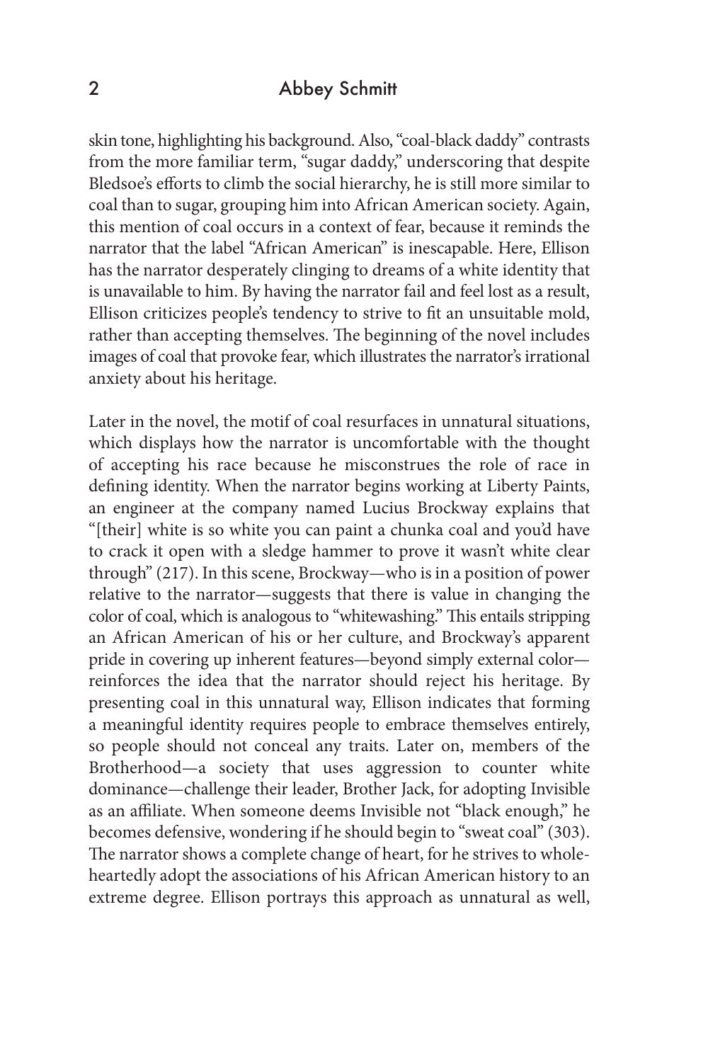skin tone, highlighting his background. Also, "coal-black daddy" contrasts from the more familiar term, "sugar daddy," underscoring that despite Bledsoe's efforts to climb the social hierarchy, he is still more similar to coal than to sugar, grouping him into African American society. Again, this mention of coal occurs in a context of fear, because it reminds the narrator that the label "African American" is inescapable. Here, Ellison has the narrator desperately clinging to dreams of a white identity that is unavailable to him. By having the narrator fail and feel lost as a result, Ellison criticizes people's tendency to strive to fit an unsuitable mold, rather than accepting themselves. The beginning of the novel includes images of coal that provoke fear, which illustrates the narrator's irrational anxiety about his heritage.

Later in the novel, the motif of coal resurfaces in unnatural situations, which displays how the narrator is uncomfortable with the thought of accepting his race because he misconstrues the role of race in defining identity. When the narrator begins working at Liberty Paints, an engineer at the company named Lucius Brockway explains that "[their] white is so white you can paint a chunka coal and you'd have to crack it open with a sledge hammer to prove it wasn't white clear through" (217). In this scene, Brockway—who is in a position of power relative to the narrator—suggests that there is value in changing the color of coal, which is analogous to "whitewashing." This entails stripping an African American of his or her culture, and Brockway's apparent pride in covering up inherent features—beyond simply external color—reinforces the idea that the narrator should reject his heritage. By presenting coal in this unnatural way, Ellison indicates that forming a meaningful identity requires people to embrace themselves entirely, so people should not conceal any traits. Later on, members of the Brotherhood—a society that uses aggression to counter white dominance—challenge their leader, Brother Jack, for adopting Invisible as an affiliate. When someone deems Invisible not "black enough," he becomes defensive, wondering if he should begin to "sweat coal" (303). The narrator shows a complete change of heart, for he strives to wholeheartedly adopt the associations of his African American history to an extreme degree. Ellison portrays this approach as unnatural as well,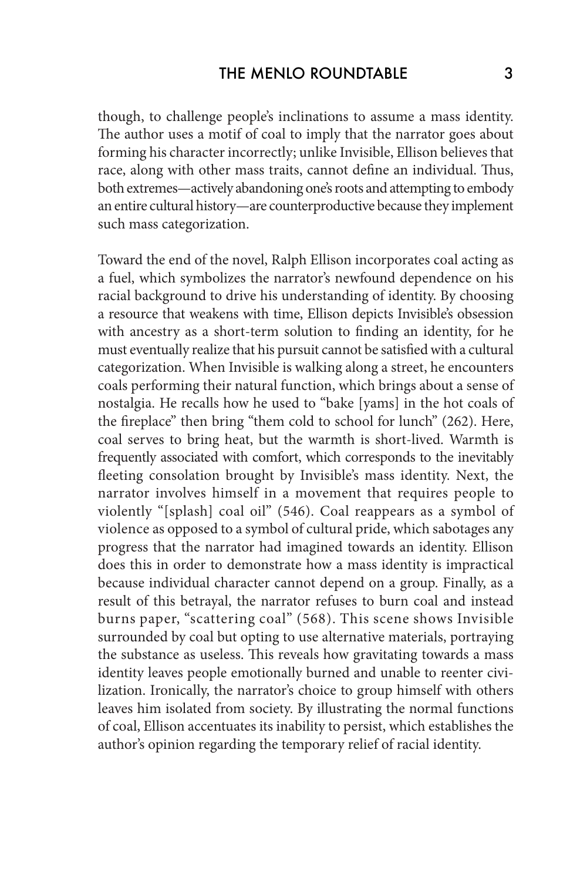though, to challenge people's inclinations to assume a mass identity. The author uses a motif of coal to imply that the narrator goes about forming his character incorrectly; unlike Invisible, Ellison believes that race, along with other mass traits, cannot define an individual. Thus, both extremes—actively abandoning one's roots and attempting to embody an entire cultural history—are counterproductive because they implement such mass categorization.

Toward the end of the novel, Ralph Ellison incorporates coal acting as a fuel, which symbolizes the narrator's newfound dependence on his racial background to drive his understanding of identity. By choosing a resource that weakens with time, Ellison depicts Invisible's obsession with ancestry as a short-term solution to finding an identity, for he must eventually realize that his pursuit cannot be satisfied with a cultural categorization. When Invisible is walking along a street, he encounters coals performing their natural function, which brings about a sense of nostalgia. He recalls how he used to "bake [yams] in the hot coals of the fireplace" then bring "them cold to school for lunch" (262). Here, coal serves to bring heat, but the warmth is short-lived. Warmth is frequently associated with comfort, which corresponds to the inevitably fleeting consolation brought by Invisible's mass identity. Next, the narrator involves himself in a movement that requires people to violently "[splash] coal oil" (546). Coal reappears as a symbol of violence as opposed to a symbol of cultural pride, which sabotages any progress that the narrator had imagined towards an identity. Ellison does this in order to demonstrate how a mass identity is impractical because individual character cannot depend on a group. Finally, as a result of this betrayal, the narrator refuses to burn coal and instead burns paper, "scattering coal" (568). This scene shows Invisible surrounded by coal but opting to use alternative materials, portraying the substance as useless. This reveals how gravitating towards a mass identity leaves people emotionally burned and unable to reenter civilization. Ironically, the narrator's choice to group himself with others leaves him isolated from society. By illustrating the normal functions of coal, Ellison accentuates its inability to persist, which establishes the author's opinion regarding the temporary relief of racial identity.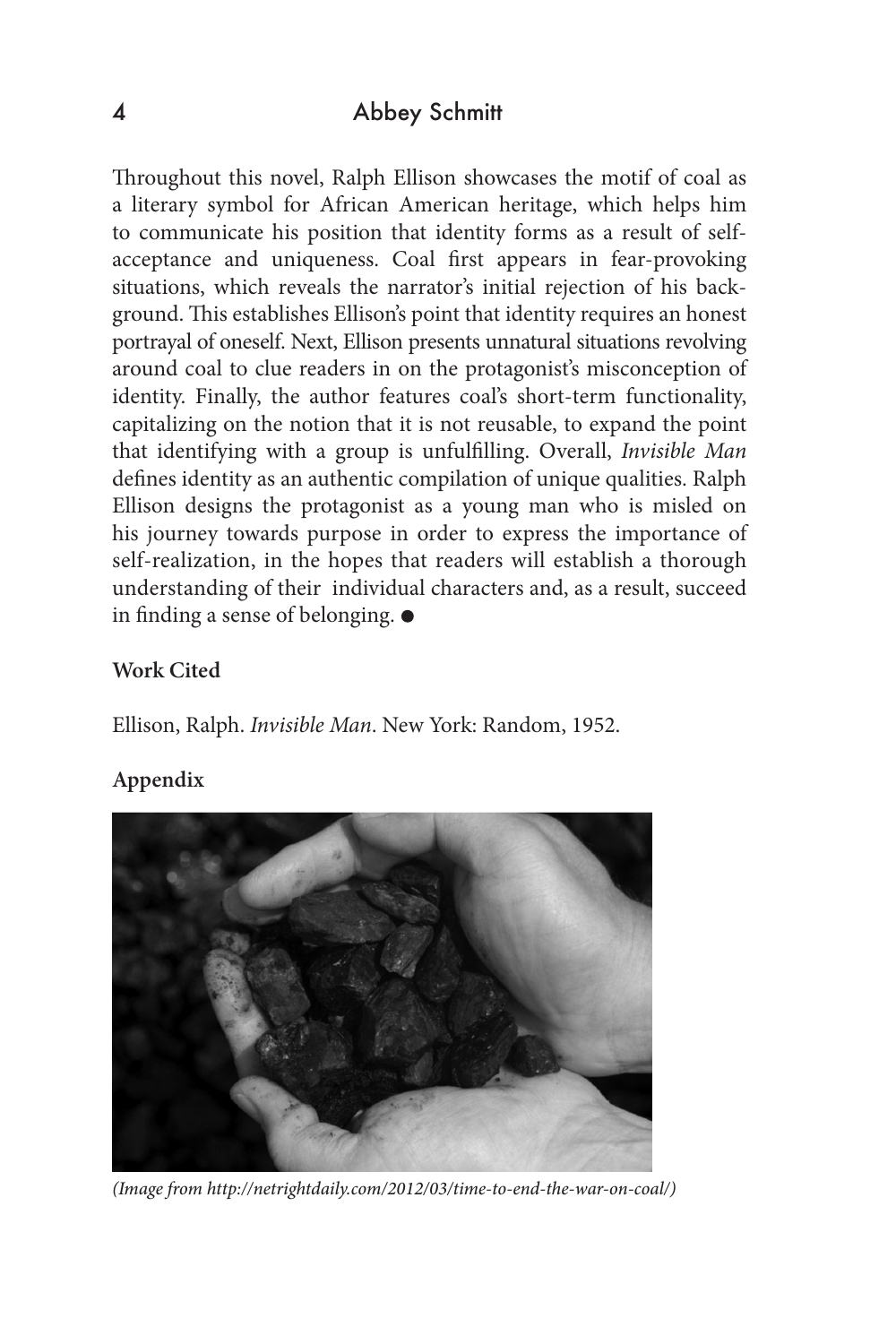Throughout this novel, Ralph Ellison showcases the motif of coal as a literary symbol for African American heritage, which helps him to communicate his position that identity forms as a result of self-acceptance and uniqueness. Coal first appears in fear-provoking situations, which reveals the narrator's initial rejection of his background. This establishes Ellison's point that identity requires an honest portrayal of oneself. Next, Ellison presents unnatural situations revolving around coal to clue readers in on the protagonist's misconception of identity. Finally, the author features coal's short-term functionality, capitalizing on the notion that it is not reusable, to expand the point that identifying with a group is unfulfilling. Overall, *Invisible Man* defines identity as an authentic compilation of unique qualities. Ralph Ellison designs the protagonist as a young man who is misled on his journey towards purpose in order to express the importance of self-realization, in the hopes that readers will establish a thorough understanding of their individual characters and, as a result, succeed in finding a sense of belonging. ●

**Work Cited**

Ellison, Ralph. *Invisible Man*. New York: Random, 1952.

**Appendix**

*(Image from http://netrightdaily.com/2012/03/time-to-end-the-war-on-coal/)*